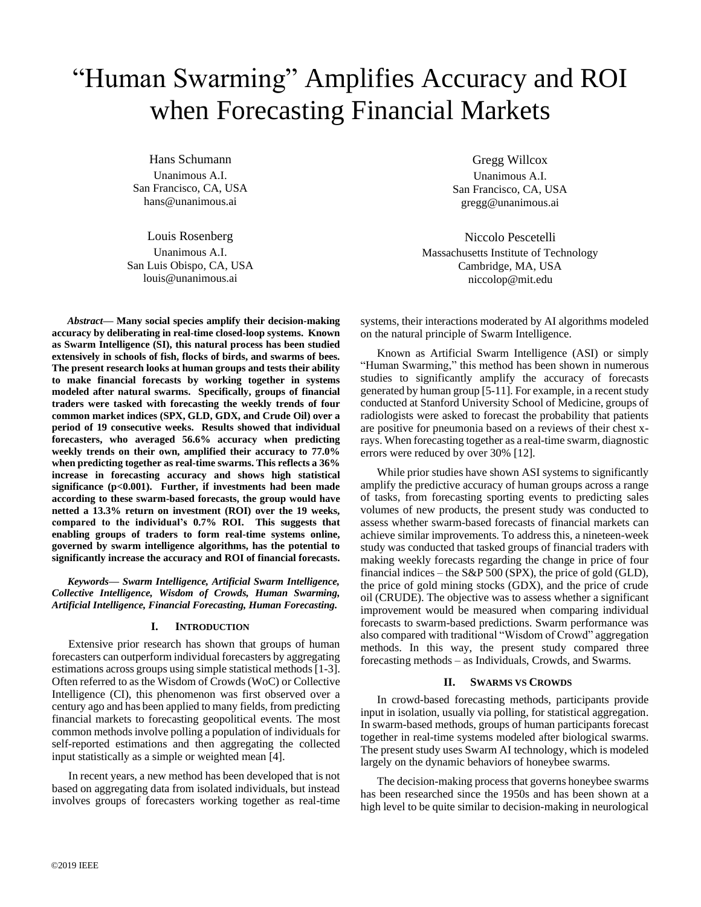# "Human Swarming" Amplifies Accuracy and ROI when Forecasting Financial Markets

Hans Schumann
Unanimous A.I.
San Francisco, CA, USA
hans@unanimous.ai

Gregg Willcox
Unanimous A.I.
San Francisco, CA, USA
gregg@unanimous.ai

Louis Rosenberg
Unanimous A.I.
San Luis Obispo, CA, USA
louis@unanimous.ai

Niccolo Pescetelli
Massachusetts Institute of Technology
Cambridge, MA, USA
niccolop@mit.edu

***Abstract*— Many social species amplify their decision-making accuracy by deliberating in real-time closed-loop systems. Known as Swarm Intelligence (SI), this natural process has been studied extensively in schools of fish, flocks of birds, and swarms of bees. The present research looks at human groups and tests their ability to make financial forecasts by working together in systems modeled after natural swarms. Specifically, groups of financial traders were tasked with forecasting the weekly trends of four common market indices (SPX, GLD, GDX, and Crude Oil) over a period of 19 consecutive weeks. Results showed that individual forecasters, who averaged 56.6% accuracy when predicting weekly trends on their own, amplified their accuracy to 77.0% when predicting together as real-time swarms. This reflects a 36% increase in forecasting accuracy and shows high statistical significance ($p<0.001$). Further, if investments had been made according to these swarm-based forecasts, the group would have netted a 13.3% return on investment (ROI) over the 19 weeks, compared to the individual's 0.7% ROI. This suggests that enabling groups of traders to form real-time systems online, governed by swarm intelligence algorithms, has the potential to significantly increase the accuracy and ROI of financial forecasts.**

***Keywords*— *Swarm Intelligence, Artificial Swarm Intelligence, Collective Intelligence, Wisdom of Crowds, Human Swarming, Artificial Intelligence, Financial Forecasting, Human Forecasting.***

## I. Introduction

Extensive prior research has shown that groups of human forecasters can outperform individual forecasters by aggregating estimations across groups using simple statistical methods [1-3]. Often referred to as the Wisdom of Crowds (WoC) or Collective Intelligence (CI), this phenomenon was first observed over a century ago and has been applied to many fields, from predicting financial markets to forecasting geopolitical events. The most common methods involve polling a population of individuals for self-reported estimations and then aggregating the collected input statistically as a simple or weighted mean [4].

In recent years, a new method has been developed that is not based on aggregating data from isolated individuals, but instead involves groups of forecasters working together as real-time systems, their interactions moderated by AI algorithms modeled on the natural principle of Swarm Intelligence.

Known as Artificial Swarm Intelligence (ASI) or simply "Human Swarming," this method has been shown in numerous studies to significantly amplify the accuracy of forecasts generated by human group [5-11]. For example, in a recent study conducted at Stanford University School of Medicine, groups of radiologists were asked to forecast the probability that patients are positive for pneumonia based on a reviews of their chest x-rays. When forecasting together as a real-time swarm, diagnostic errors were reduced by over 30% [12].

While prior studies have shown ASI systems to significantly amplify the predictive accuracy of human groups across a range of tasks, from forecasting sporting events to predicting sales volumes of new products, the present study was conducted to assess whether swarm-based forecasts of financial markets can achieve similar improvements. To address this, a nineteen-week study was conducted that tasked groups of financial traders with making weekly forecasts regarding the change in price of four financial indices – the S&P 500 (SPX), the price of gold (GLD), the price of gold mining stocks (GDX), and the price of crude oil (CRUDE). The objective was to assess whether a significant improvement would be measured when comparing individual forecasts to swarm-based predictions. Swarm performance was also compared with traditional "Wisdom of Crowd" aggregation methods. In this way, the present study compared three forecasting methods – as Individuals, Crowds, and Swarms.

## II. Swarms vs Crowds

In crowd-based forecasting methods, participants provide input in isolation, usually via polling, for statistical aggregation. In swarm-based methods, groups of human participants forecast together in real-time systems modeled after biological swarms. The present study uses Swarm AI technology, which is modeled largely on the dynamic behaviors of honeybee swarms.

The decision-making process that governs honeybee swarms has been researched since the 1950s and has been shown at a high level to be quite similar to decision-making in neurological

©2019 IEEE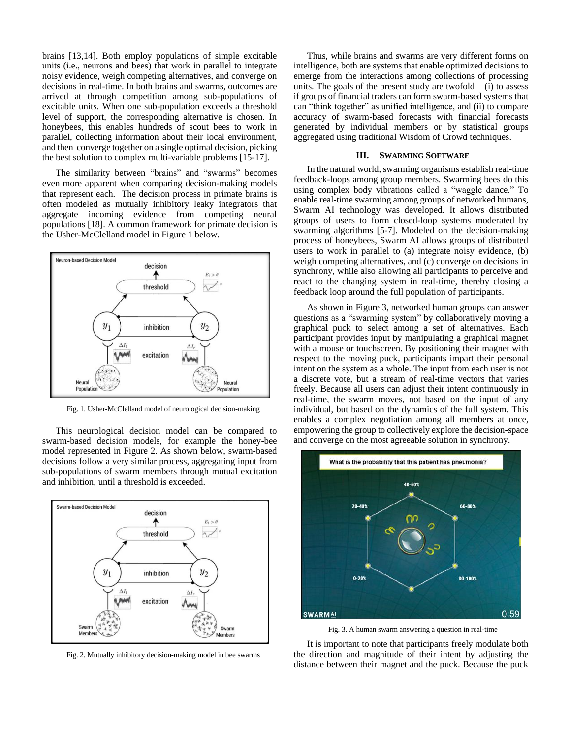brains [13,14]. Both employ populations of simple excitable units (i.e., neurons and bees) that work in parallel to integrate noisy evidence, weigh competing alternatives, and converge on decisions in real-time. In both brains and swarms, outcomes are arrived at through competition among sub-populations of excitable units. When one sub-population exceeds a threshold level of support, the corresponding alternative is chosen. In honeybees, this enables hundreds of scout bees to work in parallel, collecting information about their local environment, and then converge together on a single optimal decision, picking the best solution to complex multi-variable problems [15-17].

The similarity between "brains" and "swarms" becomes even more apparent when comparing decision-making models that represent each. The decision process in primate brains is often modeled as mutually inhibitory leaky integrators that aggregate incoming evidence from competing neural populations [18]. A common framework for primate decision is the Usher-McClelland model in Figure 1 below.

Fig. 1. Usher-McClelland model of neurological decision-making

This neurological decision model can be compared to swarm-based decision models, for example the honey-bee model represented in Figure 2. As shown below, swarm-based decisions follow a very similar process, aggregating input from sub-populations of swarm members through mutual excitation and inhibition, until a threshold is exceeded.

Fig. 2. Mutually inhibitory decision-making model in bee swarms

Thus, while brains and swarms are very different forms on intelligence, both are systems that enable optimized decisions to emerge from the interactions among collections of processing units. The goals of the present study are twofold – (i) to assess if groups of financial traders can form swarm-based systems that can "think together" as unified intelligence, and (ii) to compare accuracy of swarm-based forecasts with financial forecasts generated by individual members or by statistical groups aggregated using traditional Wisdom of Crowd techniques.

## III. Swarming Software

In the natural world, swarming organisms establish real-time feedback-loops among group members. Swarming bees do this using complex body vibrations called a "waggle dance." To enable real-time swarming among groups of networked humans, Swarm AI technology was developed. It allows distributed groups of users to form closed-loop systems moderated by swarming algorithms [5-7]. Modeled on the decision-making process of honeybees, Swarm AI allows groups of distributed users to work in parallel to (a) integrate noisy evidence, (b) weigh competing alternatives, and (c) converge on decisions in synchrony, while also allowing all participants to perceive and react to the changing system in real-time, thereby closing a feedback loop around the full population of participants.

As shown in Figure 3, networked human groups can answer questions as a "swarming system" by collaboratively moving a graphical puck to select among a set of alternatives. Each participant provides input by manipulating a graphical magnet with a mouse or touchscreen. By positioning their magnet with respect to the moving puck, participants impart their personal intent on the system as a whole. The input from each user is not a discrete vote, but a stream of real-time vectors that varies freely. Because all users can adjust their intent continuously in real-time, the swarm moves, not based on the input of any individual, but based on the dynamics of the full system. This enables a complex negotiation among all members at once, empowering the group to collectively explore the decision-space and converge on the most agreeable solution in synchrony.

Fig. 3. A human swarm answering a question in real-time

It is important to note that participants freely modulate both the direction and magnitude of their intent by adjusting the distance between their magnet and the puck. Because the puck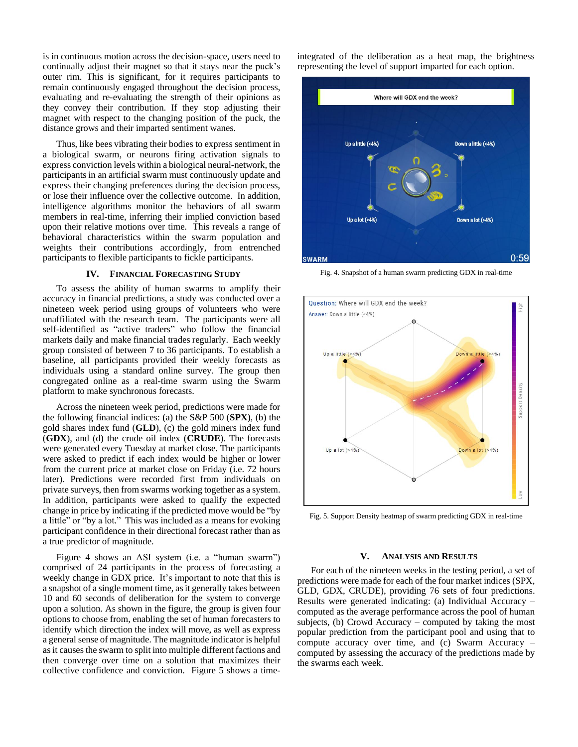is in continuous motion across the decision-space, users need to continually adjust their magnet so that it stays near the puck's outer rim. This is significant, for it requires participants to remain continuously engaged throughout the decision process, evaluating and re-evaluating the strength of their opinions as they convey their contribution. If they stop adjusting their magnet with respect to the changing position of the puck, the distance grows and their imparted sentiment wanes.

Thus, like bees vibrating their bodies to express sentiment in a biological swarm, or neurons firing activation signals to express conviction levels within a biological neural-network, the participants in an artificial swarm must continuously update and express their changing preferences during the decision process, or lose their influence over the collective outcome. In addition, intelligence algorithms monitor the behaviors of all swarm members in real-time, inferring their implied conviction based upon their relative motions over time. This reveals a range of behavioral characteristics within the swarm population and weights their contributions accordingly, from entrenched participants to flexible participants to fickle participants.

## IV. Financial Forecasting Study

To assess the ability of human swarms to amplify their accuracy in financial predictions, a study was conducted over a nineteen week period using groups of volunteers who were unaffiliated with the research team. The participants were all self-identified as "active traders" who follow the financial markets daily and make financial trades regularly. Each weekly group consisted of between 7 to 36 participants. To establish a baseline, all participants provided their weekly forecasts as individuals using a standard online survey. The group then congregated online as a real-time swarm using the Swarm platform to make synchronous forecasts.

Across the nineteen week period, predictions were made for the following financial indices: (a) the S&P 500 (**SPX**), (b) the gold shares index fund (**GLD**), (c) the gold miners index fund (**GDX**), and (d) the crude oil index (**CRUDE**). The forecasts were generated every Tuesday at market close. The participants were asked to predict if each index would be higher or lower from the current price at market close on Friday (i.e. 72 hours later). Predictions were recorded first from individuals on private surveys, then from swarms working together as a system. In addition, participants were asked to qualify the expected change in price by indicating if the predicted move would be "by a little" or "by a lot." This was included as a means for evoking participant confidence in their directional forecast rather than as a true predictor of magnitude.

Figure 4 shows an ASI system (i.e. a "human swarm") comprised of 24 participants in the process of forecasting a weekly change in GDX price. It's important to note that this is a snapshot of a single moment time, as it generally takes between 10 and 60 seconds of deliberation for the system to converge upon a solution. As shown in the figure, the group is given four options to choose from, enabling the set of human forecasters to identify which direction the index will move, as well as express a general sense of magnitude. The magnitude indicator is helpful as it causes the swarm to split into multiple different factions and then converge over time on a solution that maximizes their collective confidence and conviction. Figure 5 shows a time-integrated of the deliberation as a heat map, the brightness representing the level of support imparted for each option.

Fig. 4. Snapshot of a human swarm predicting GDX in real-time

Fig. 5. Support Density heatmap of swarm predicting GDX in real-time

## V. Analysis and Results

For each of the nineteen weeks in the testing period, a set of predictions were made for each of the four market indices (SPX, GLD, GDX, CRUDE), providing 76 sets of four predictions. Results were generated indicating: (a) Individual Accuracy – computed as the average performance across the pool of human subjects, (b) Crowd Accuracy – computed by taking the most popular prediction from the participant pool and using that to compute accuracy over time, and (c) Swarm Accuracy – computed by assessing the accuracy of the predictions made by the swarms each week.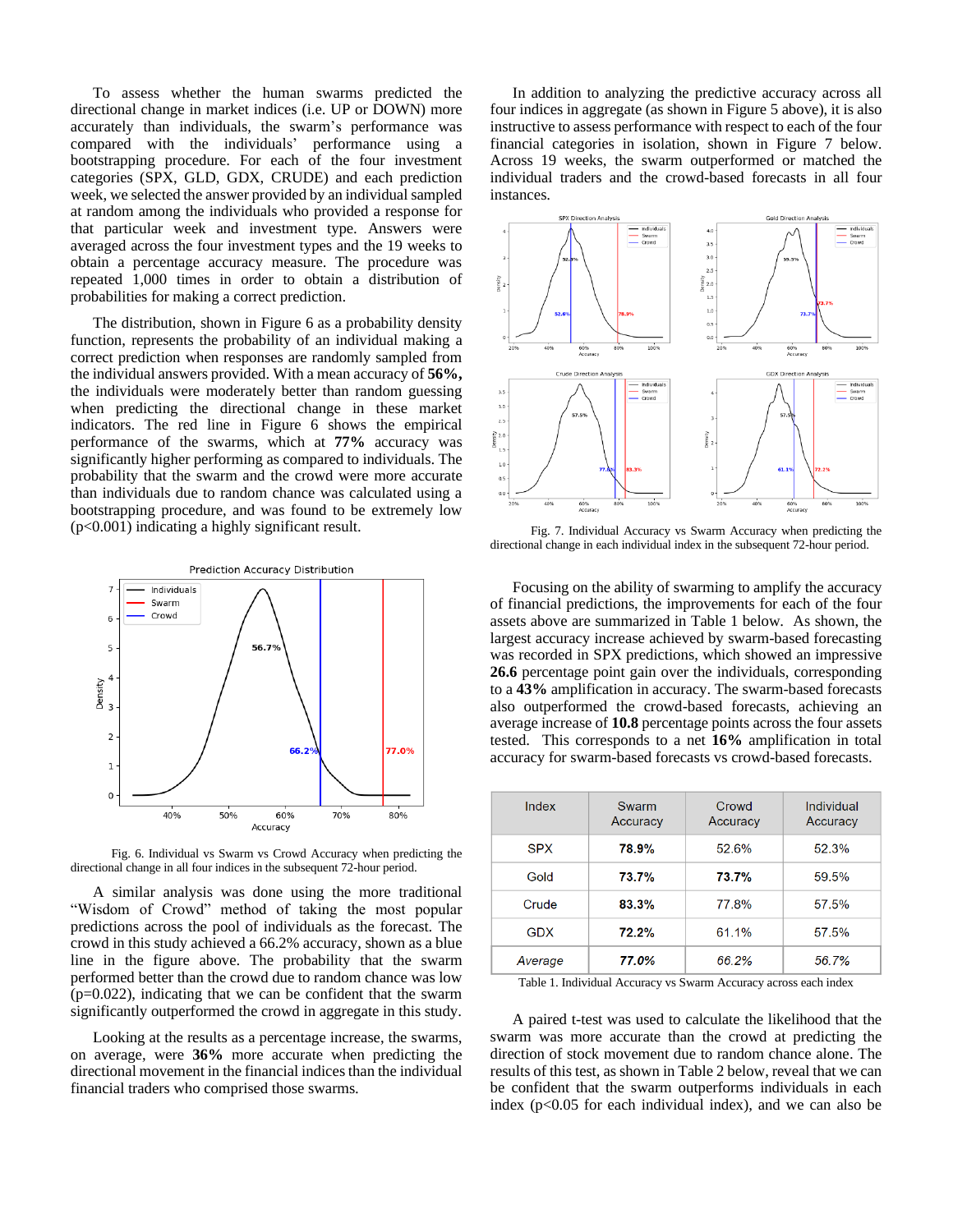To assess whether the human swarms predicted the directional change in market indices (i.e. UP or DOWN) more accurately than individuals, the swarm's performance was compared with the individuals' performance using a bootstrapping procedure. For each of the four investment categories (SPX, GLD, GDX, CRUDE) and each prediction week, we selected the answer provided by an individual sampled at random among the individuals who provided a response for that particular week and investment type. Answers were averaged across the four investment types and the 19 weeks to obtain a percentage accuracy measure. The procedure was repeated 1,000 times in order to obtain a distribution of probabilities for making a correct prediction.

The distribution, shown in Figure 6 as a probability density function, represents the probability of an individual making a correct prediction when responses are randomly sampled from the individual answers provided. With a mean accuracy of **56%,** the individuals were moderately better than random guessing when predicting the directional change in these market indicators. The red line in Figure 6 shows the empirical performance of the swarms, which at **77%** accuracy was significantly higher performing as compared to individuals. The probability that the swarm and the crowd were more accurate than individuals due to random chance was calculated using a bootstrapping procedure, and was found to be extremely low ($p<0.001$) indicating a highly significant result.

Fig. 6. Individual vs Swarm vs Crowd Accuracy when predicting the directional change in all four indices in the subsequent 72-hour period.

A similar analysis was done using the more traditional "Wisdom of Crowd" method of taking the most popular predictions across the pool of individuals as the forecast. The crowd in this study achieved a 66.2% accuracy, shown as a blue line in the figure above. The probability that the swarm performed better than the crowd due to random chance was low ($p=0.022$), indicating that we can be confident that the swarm significantly outperformed the crowd in aggregate in this study.

Looking at the results as a percentage increase, the swarms, on average, were **36%** more accurate when predicting the directional movement in the financial indices than the individual financial traders who comprised those swarms.

In addition to analyzing the predictive accuracy across all four indices in aggregate (as shown in Figure 5 above), it is also instructive to assess performance with respect to each of the four financial categories in isolation, shown in Figure 7 below. Across 19 weeks, the swarm outperformed or matched the individual traders and the crowd-based forecasts in all four instances.

Fig. 7. Individual Accuracy vs Swarm Accuracy when predicting the directional change in each individual index in the subsequent 72-hour period.

Focusing on the ability of swarming to amplify the accuracy of financial predictions, the improvements for each of the four assets above are summarized in Table 1 below. As shown, the largest accuracy increase achieved by swarm-based forecasting was recorded in SPX predictions, which showed an impressive **26.6** percentage point gain over the individuals, corresponding to a **43%** amplification in accuracy. The swarm-based forecasts also outperformed the crowd-based forecasts, achieving an average increase of **10.8** percentage points across the four assets tested. This corresponds to a net **16%** amplification in total accuracy for swarm-based forecasts vs crowd-based forecasts.

| Index | Swarm Accuracy | Crowd Accuracy | Individual Accuracy |
|---|---|---|---|
| SPX | **78.9%** | 52.6% | 52.3% |
| Gold | **73.7%** | **73.7%** | 59.5% |
| Crude | **83.3%** | 77.8% | 57.5% |
| GDX | **72.2%** | 61.1% | 57.5% |
| *Average* | ***77.0%*** | *66.2%* | *56.7%* |

Table 1. Individual Accuracy vs Swarm Accuracy across each index

A paired t-test was used to calculate the likelihood that the swarm was more accurate than the crowd at predicting the direction of stock movement due to random chance alone. The results of this test, as shown in Table 2 below, reveal that we can be confident that the swarm outperforms individuals in each index ($p<0.05$ for each individual index), and we can also be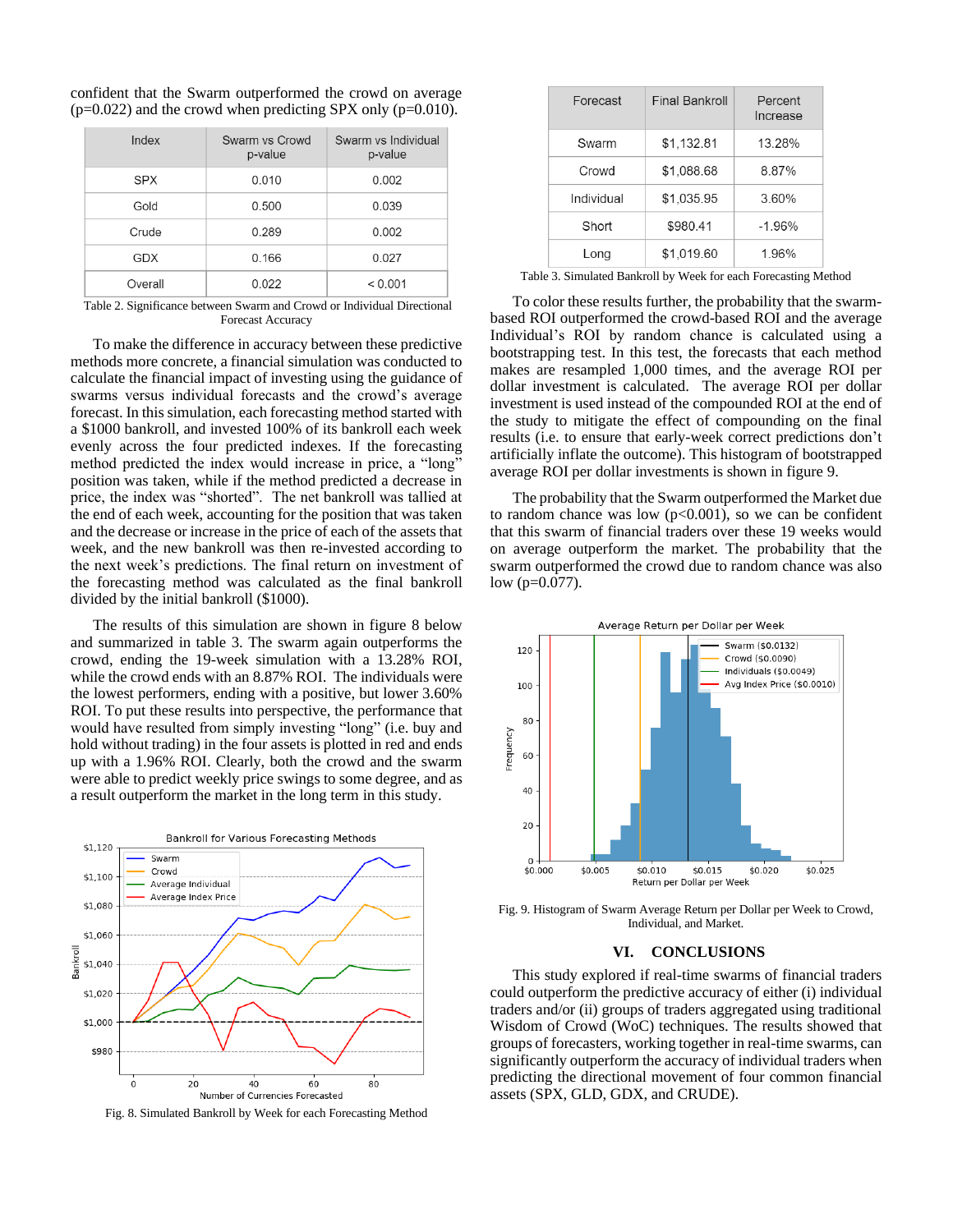confident that the Swarm outperformed the crowd on average (p=0.022) and the crowd when predicting SPX only (p=0.010).

| Index | Swarm vs Crowd p-value | Swarm vs Individual p-value |
|---|---|---|
| SPX | 0.010 | 0.002 |
| Gold | 0.500 | 0.039 |
| Crude | 0.289 | 0.002 |
| GDX | 0.166 | 0.027 |
| Overall | 0.022 | < 0.001 |

Table 2. Significance between Swarm and Crowd or Individual Directional Forecast Accuracy

To make the difference in accuracy between these predictive methods more concrete, a financial simulation was conducted to calculate the financial impact of investing using the guidance of swarms versus individual forecasts and the crowd's average forecast. In this simulation, each forecasting method started with a $1000 bankroll, and invested 100% of its bankroll each week evenly across the four predicted indexes. If the forecasting method predicted the index would increase in price, a "long" position was taken, while if the method predicted a decrease in price, the index was "shorted". The net bankroll was tallied at the end of each week, accounting for the position that was taken and the decrease or increase in the price of each of the assets that week, and the new bankroll was then re-invested according to the next week's predictions. The final return on investment of the forecasting method was calculated as the final bankroll divided by the initial bankroll ($1000).

The results of this simulation are shown in figure 8 below and summarized in table 3. The swarm again outperforms the crowd, ending the 19-week simulation with a 13.28% ROI, while the crowd ends with an 8.87% ROI. The individuals were the lowest performers, ending with a positive, but lower 3.60% ROI. To put these results into perspective, the performance that would have resulted from simply investing "long" (i.e. buy and hold without trading) in the four assets is plotted in red and ends up with a 1.96% ROI. Clearly, both the crowd and the swarm were able to predict weekly price swings to some degree, and as a result outperform the market in the long term in this study.

Fig. 8. Simulated Bankroll by Week for each Forecasting Method

| Forecast | Final Bankroll | Percent Increase |
|---|---|---|
| Swarm | $1,132.81 | 13.28% |
| Crowd | $1,088.68 | 8.87% |
| Individual | $1,035.95 | 3.60% |
| Short | $980.41 | -1.96% |
| Long | $1,019.60 | 1.96% |

Table 3. Simulated Bankroll by Week for each Forecasting Method

To color these results further, the probability that the swarm-based ROI outperformed the crowd-based ROI and the average Individual's ROI by random chance is calculated using a bootstrapping test. In this test, the forecasts that each method makes are resampled 1,000 times, and the average ROI per dollar investment is calculated. The average ROI per dollar investment is used instead of the compounded ROI at the end of the study to mitigate the effect of compounding on the final results (i.e. to ensure that early-week correct predictions don't artificially inflate the outcome). This histogram of bootstrapped average ROI per dollar investments is shown in figure 9.

The probability that the Swarm outperformed the Market due to random chance was low (p<0.001), so we can be confident that this swarm of financial traders over these 19 weeks would on average outperform the market. The probability that the swarm outperformed the crowd due to random chance was also low (p=0.077).

Fig. 9. Histogram of Swarm Average Return per Dollar per Week to Crowd, Individual, and Market.

## VI. CONCLUSIONS

This study explored if real-time swarms of financial traders could outperform the predictive accuracy of either (i) individual traders and/or (ii) groups of traders aggregated using traditional Wisdom of Crowd (WoC) techniques. The results showed that groups of forecasters, working together in real-time swarms, can significantly outperform the accuracy of individual traders when predicting the directional movement of four common financial assets (SPX, GLD, GDX, and CRUDE).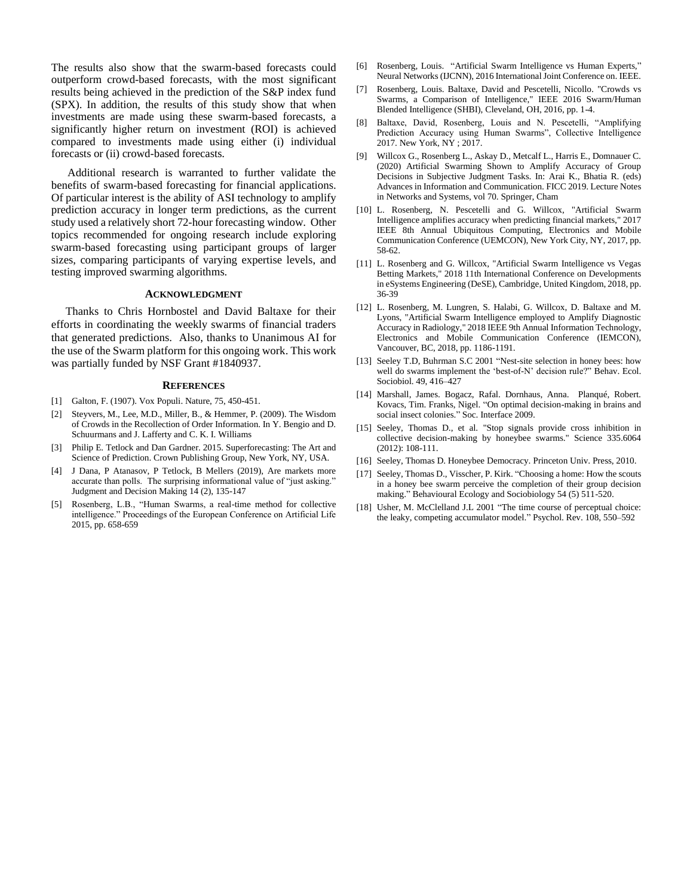The results also show that the swarm-based forecasts could outperform crowd-based forecasts, with the most significant results being achieved in the prediction of the S&P index fund (SPX). In addition, the results of this study show that when investments are made using these swarm-based forecasts, a significantly higher return on investment (ROI) is achieved compared to investments made using either (i) individual forecasts or (ii) crowd-based forecasts.

Additional research is warranted to further validate the benefits of swarm-based forecasting for financial applications. Of particular interest is the ability of ASI technology to amplify prediction accuracy in longer term predictions, as the current study used a relatively short 72-hour forecasting window. Other topics recommended for ongoing research include exploring swarm-based forecasting using participant groups of larger sizes, comparing participants of varying expertise levels, and testing improved swarming algorithms.

## Acknowledgment

Thanks to Chris Hornbostel and David Baltaxe for their efforts in coordinating the weekly swarms of financial traders that generated predictions. Also, thanks to Unanimous AI for the use of the Swarm platform for this ongoing work. This work was partially funded by NSF Grant #1840937.

## References

[1] Galton, F. (1907). Vox Populi. Nature, 75, 450-451.

[2] Steyvers, M., Lee, M.D., Miller, B., & Hemmer, P. (2009). The Wisdom of Crowds in the Recollection of Order Information. In Y. Bengio and D. Schuurmans and J. Lafferty and C. K. I. Williams

[3] Philip E. Tetlock and Dan Gardner. 2015. Superforecasting: The Art and Science of Prediction. Crown Publishing Group, New York, NY, USA.

[4] J Dana, P Atanasov, P Tetlock, B Mellers (2019), Are markets more accurate than polls. The surprising informational value of "just asking." Judgment and Decision Making 14 (2), 135-147

[5] Rosenberg, L.B., "Human Swarms, a real-time method for collective intelligence." Proceedings of the European Conference on Artificial Life 2015, pp. 658-659

[6] Rosenberg, Louis. "Artificial Swarm Intelligence vs Human Experts," Neural Networks (IJCNN), 2016 International Joint Conference on. IEEE.

[7] Rosenberg, Louis. Baltaxe, David and Pescetelli, Nicollo. "Crowds vs Swarms, a Comparison of Intelligence," IEEE 2016 Swarm/Human Blended Intelligence (SHBI), Cleveland, OH, 2016, pp. 1-4.

[8] Baltaxe, David, Rosenberg, Louis and N. Pescetelli, "Amplifying Prediction Accuracy using Human Swarms", Collective Intelligence 2017. New York, NY ; 2017.

[9] Willcox G., Rosenberg L., Askay D., Metcalf L., Harris E., Domnauer C. (2020) Artificial Swarming Shown to Amplify Accuracy of Group Decisions in Subjective Judgment Tasks. In: Arai K., Bhatia R. (eds) Advances in Information and Communication. FICC 2019. Lecture Notes in Networks and Systems, vol 70. Springer, Cham

[10] L. Rosenberg, N. Pescetelli and G. Willcox, "Artificial Swarm Intelligence amplifies accuracy when predicting financial markets," 2017 IEEE 8th Annual Ubiquitous Computing, Electronics and Mobile Communication Conference (UEMCON), New York City, NY, 2017, pp. 58-62.

[11] L. Rosenberg and G. Willcox, "Artificial Swarm Intelligence vs Vegas Betting Markets," 2018 11th International Conference on Developments in eSystems Engineering (DeSE), Cambridge, United Kingdom, 2018, pp. 36-39

[12] L. Rosenberg, M. Lungren, S. Halabi, G. Willcox, D. Baltaxe and M. Lyons, "Artificial Swarm Intelligence employed to Amplify Diagnostic Accuracy in Radiology," 2018 IEEE 9th Annual Information Technology, Electronics and Mobile Communication Conference (IEMCON), Vancouver, BC, 2018, pp. 1186-1191.

[13] Seeley T.D, Buhrman S.C 2001 "Nest-site selection in honey bees: how well do swarms implement the 'best-of-N' decision rule?" Behav. Ecol. Sociobiol. 49, 416–427

[14] Marshall, James. Bogacz, Rafal. Dornhaus, Anna. Planqué, Robert. Kovacs, Tim. Franks, Nigel. "On optimal decision-making in brains and social insect colonies." Soc. Interface 2009.

[15] Seeley, Thomas D., et al. "Stop signals provide cross inhibition in collective decision-making by honeybee swarms." Science 335.6064 (2012): 108-111.

[16] Seeley, Thomas D. Honeybee Democracy. Princeton Univ. Press, 2010.

[17] Seeley, Thomas D., Visscher, P. Kirk. "Choosing a home: How the scouts in a honey bee swarm perceive the completion of their group decision making." Behavioural Ecology and Sociobiology 54 (5) 511-520.

[18] Usher, M. McClelland J.L 2001 "The time course of perceptual choice: the leaky, competing accumulator model." Psychol. Rev. 108, 550–592